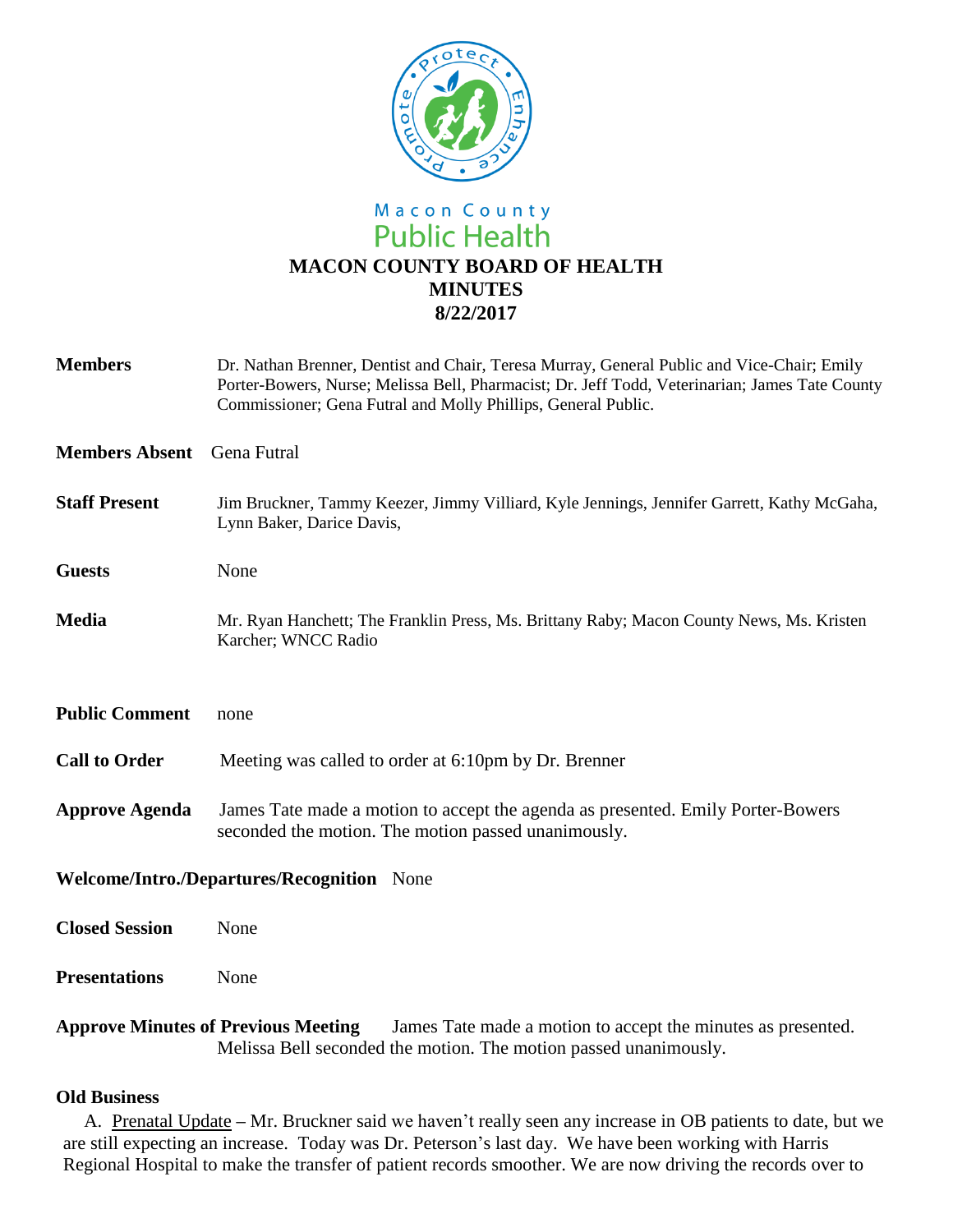Macon County
Public Health

# MACON COUNTY BOARD OF HEALTH
## MINUTES
## 8/22/2017

**Members** Dr. Nathan Brenner, Dentist and Chair, Teresa Murray, General Public and Vice-Chair; Emily Porter-Bowers, Nurse; Melissa Bell, Pharmacist; Dr. Jeff Todd, Veterinarian; James Tate County Commissioner; Gena Futral and Molly Phillips, General Public.

**Members Absent** Gena Futral

**Staff Present** Jim Bruckner, Tammy Keezer, Jimmy Villiard, Kyle Jennings, Jennifer Garrett, Kathy McGaha, Lynn Baker, Darice Davis,

**Guests** None

**Media** Mr. Ryan Hanchett; The Franklin Press, Ms. Brittany Raby; Macon County News, Ms. Kristen Karcher; WNCC Radio

**Public Comment** none

**Call to Order** Meeting was called to order at 6:10pm by Dr. Brenner

**Approve Agenda** James Tate made a motion to accept the agenda as presented. Emily Porter-Bowers seconded the motion. The motion passed unanimously.

**Welcome/Intro./Departures/Recognition** None

**Closed Session** None

**Presentations** None

**Approve Minutes of Previous Meeting** James Tate made a motion to accept the minutes as presented. Melissa Bell seconded the motion. The motion passed unanimously.

**Old Business**

A. Prenatal Update – Mr. Bruckner said we haven't really seen any increase in OB patients to date, but we are still expecting an increase. Today was Dr. Peterson's last day. We have been working with Harris Regional Hospital to make the transfer of patient records smoother. We are now driving the records over to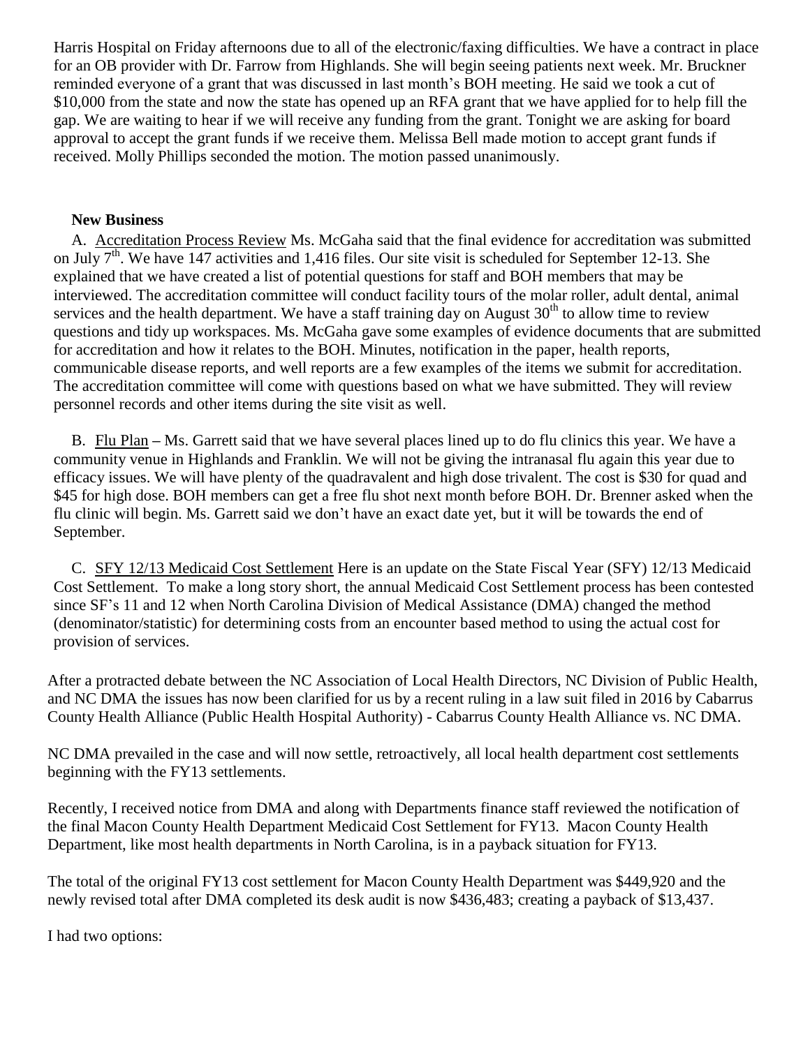Harris Hospital on Friday afternoons due to all of the electronic/faxing difficulties. We have a contract in place for an OB provider with Dr. Farrow from Highlands. She will begin seeing patients next week. Mr. Bruckner reminded everyone of a grant that was discussed in last month's BOH meeting. He said we took a cut of $10,000 from the state and now the state has opened up an RFA grant that we have applied for to help fill the gap. We are waiting to hear if we will receive any funding from the grant. Tonight we are asking for board approval to accept the grant funds if we receive them. Melissa Bell made motion to accept grant funds if received. Molly Phillips seconded the motion. The motion passed unanimously.

**New Business**

A. Accreditation Process Review Ms. McGaha said that the final evidence for accreditation was submitted on July 7th. We have 147 activities and 1,416 files. Our site visit is scheduled for September 12-13. She explained that we have created a list of potential questions for staff and BOH members that may be interviewed. The accreditation committee will conduct facility tours of the molar roller, adult dental, animal services and the health department. We have a staff training day on August 30th to allow time to review questions and tidy up workspaces. Ms. McGaha gave some examples of evidence documents that are submitted for accreditation and how it relates to the BOH. Minutes, notification in the paper, health reports, communicable disease reports, and well reports are a few examples of the items we submit for accreditation. The accreditation committee will come with questions based on what we have submitted. They will review personnel records and other items during the site visit as well.

B. Flu Plan – Ms. Garrett said that we have several places lined up to do flu clinics this year. We have a community venue in Highlands and Franklin. We will not be giving the intranasal flu again this year due to efficacy issues. We will have plenty of the quadravalent and high dose trivalent. The cost is $30 for quad and $45 for high dose. BOH members can get a free flu shot next month before BOH. Dr. Brenner asked when the flu clinic will begin. Ms. Garrett said we don't have an exact date yet, but it will be towards the end of September.

C. SFY 12/13 Medicaid Cost Settlement Here is an update on the State Fiscal Year (SFY) 12/13 Medicaid Cost Settlement. To make a long story short, the annual Medicaid Cost Settlement process has been contested since SF's 11 and 12 when North Carolina Division of Medical Assistance (DMA) changed the method (denominator/statistic) for determining costs from an encounter based method to using the actual cost for provision of services.

After a protracted debate between the NC Association of Local Health Directors, NC Division of Public Health, and NC DMA the issues has now been clarified for us by a recent ruling in a law suit filed in 2016 by Cabarrus County Health Alliance (Public Health Hospital Authority) - Cabarrus County Health Alliance vs. NC DMA.

NC DMA prevailed in the case and will now settle, retroactively, all local health department cost settlements beginning with the FY13 settlements.

Recently, I received notice from DMA and along with Departments finance staff reviewed the notification of the final Macon County Health Department Medicaid Cost Settlement for FY13. Macon County Health Department, like most health departments in North Carolina, is in a payback situation for FY13.

The total of the original FY13 cost settlement for Macon County Health Department was $449,920 and the newly revised total after DMA completed its desk audit is now $436,483; creating a payback of $13,437.

I had two options: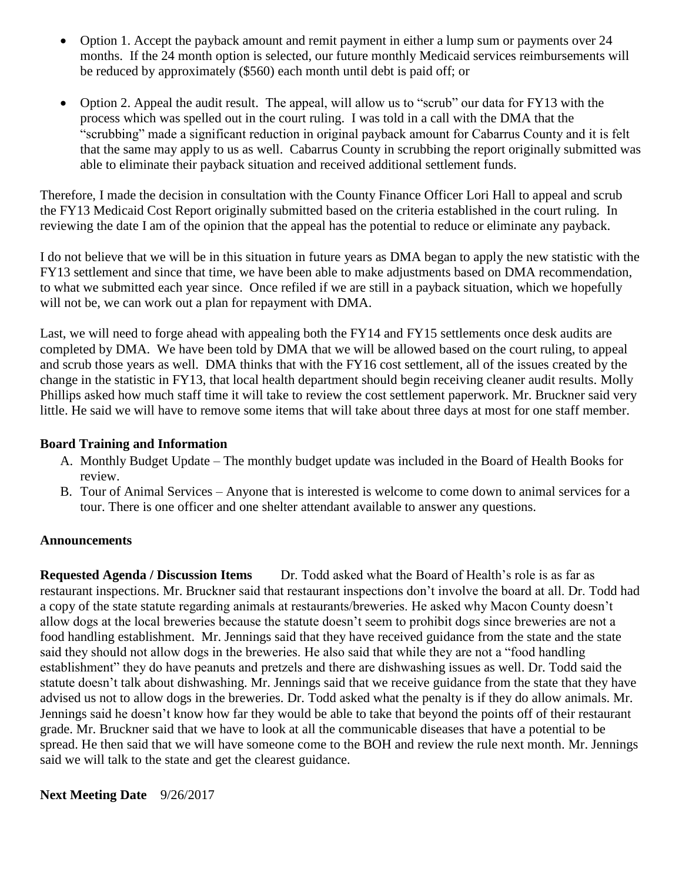- Option 1. Accept the payback amount and remit payment in either a lump sum or payments over 24 months. If the 24 month option is selected, our future monthly Medicaid services reimbursements will be reduced by approximately ($560) each month until debt is paid off; or

- Option 2. Appeal the audit result. The appeal, will allow us to "scrub" our data for FY13 with the process which was spelled out in the court ruling. I was told in a call with the DMA that the "scrubbing" made a significant reduction in original payback amount for Cabarrus County and it is felt that the same may apply to us as well. Cabarrus County in scrubbing the report originally submitted was able to eliminate their payback situation and received additional settlement funds.

Therefore, I made the decision in consultation with the County Finance Officer Lori Hall to appeal and scrub the FY13 Medicaid Cost Report originally submitted based on the criteria established in the court ruling. In reviewing the date I am of the opinion that the appeal has the potential to reduce or eliminate any payback.

I do not believe that we will be in this situation in future years as DMA began to apply the new statistic with the FY13 settlement and since that time, we have been able to make adjustments based on DMA recommendation, to what we submitted each year since. Once refiled if we are still in a payback situation, which we hopefully will not be, we can work out a plan for repayment with DMA.

Last, we will need to forge ahead with appealing both the FY14 and FY15 settlements once desk audits are completed by DMA. We have been told by DMA that we will be allowed based on the court ruling, to appeal and scrub those years as well. DMA thinks that with the FY16 cost settlement, all of the issues created by the change in the statistic in FY13, that local health department should begin receiving cleaner audit results. Molly Phillips asked how much staff time it will take to review the cost settlement paperwork. Mr. Bruckner said very little. He said we will have to remove some items that will take about three days at most for one staff member.

**Board Training and Information**

A. Monthly Budget Update – The monthly budget update was included in the Board of Health Books for review.
B. Tour of Animal Services – Anyone that is interested is welcome to come down to animal services for a tour. There is one officer and one shelter attendant available to answer any questions.

**Announcements**

**Requested Agenda / Discussion Items** Dr. Todd asked what the Board of Health's role is as far as restaurant inspections. Mr. Bruckner said that restaurant inspections don't involve the board at all. Dr. Todd had a copy of the state statute regarding animals at restaurants/breweries. He asked why Macon County doesn't allow dogs at the local breweries because the statute doesn't seem to prohibit dogs since breweries are not a food handling establishment. Mr. Jennings said that they have received guidance from the state and the state said they should not allow dogs in the breweries. He also said that while they are not a "food handling establishment" they do have peanuts and pretzels and there are dishwashing issues as well. Dr. Todd said the statute doesn't talk about dishwashing. Mr. Jennings said that we receive guidance from the state that they have advised us not to allow dogs in the breweries. Dr. Todd asked what the penalty is if they do allow animals. Mr. Jennings said he doesn't know how far they would be able to take that beyond the points off of their restaurant grade. Mr. Bruckner said that we have to look at all the communicable diseases that have a potential to be spread. He then said that we will have someone come to the BOH and review the rule next month. Mr. Jennings said we will talk to the state and get the clearest guidance.

**Next Meeting Date** 9/26/2017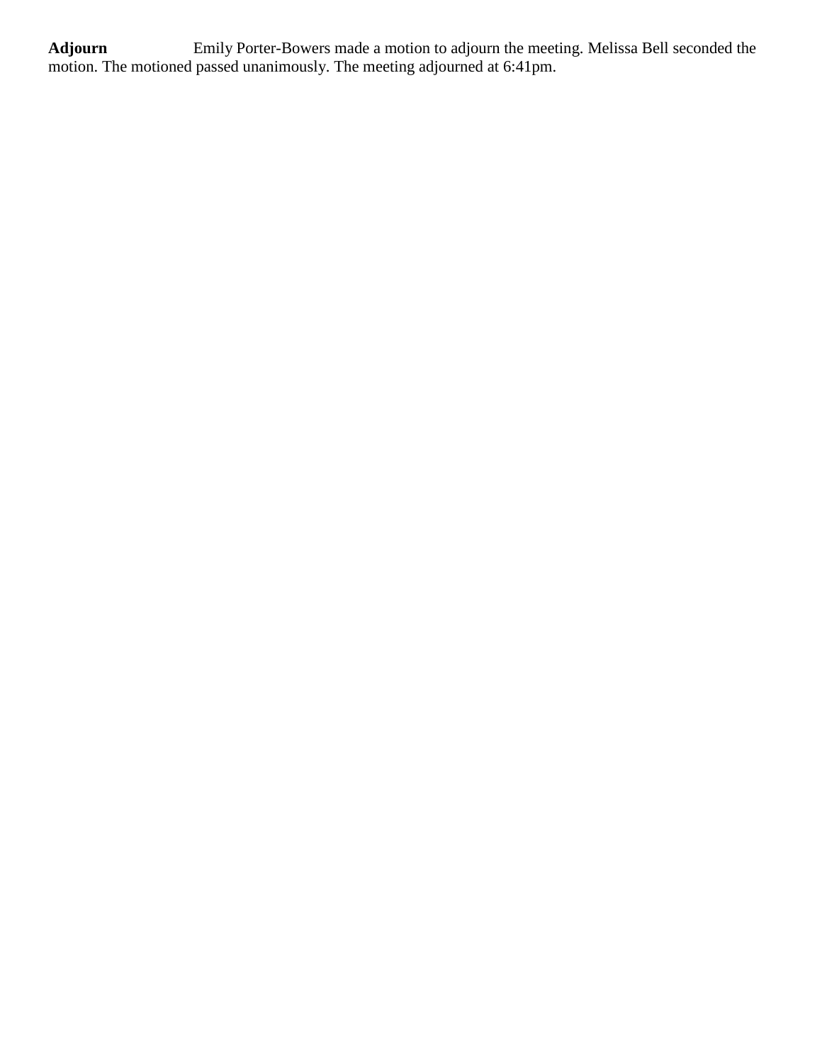**Adjourn** Emily Porter-Bowers made a motion to adjourn the meeting. Melissa Bell seconded the motion. The motioned passed unanimously. The meeting adjourned at 6:41pm.